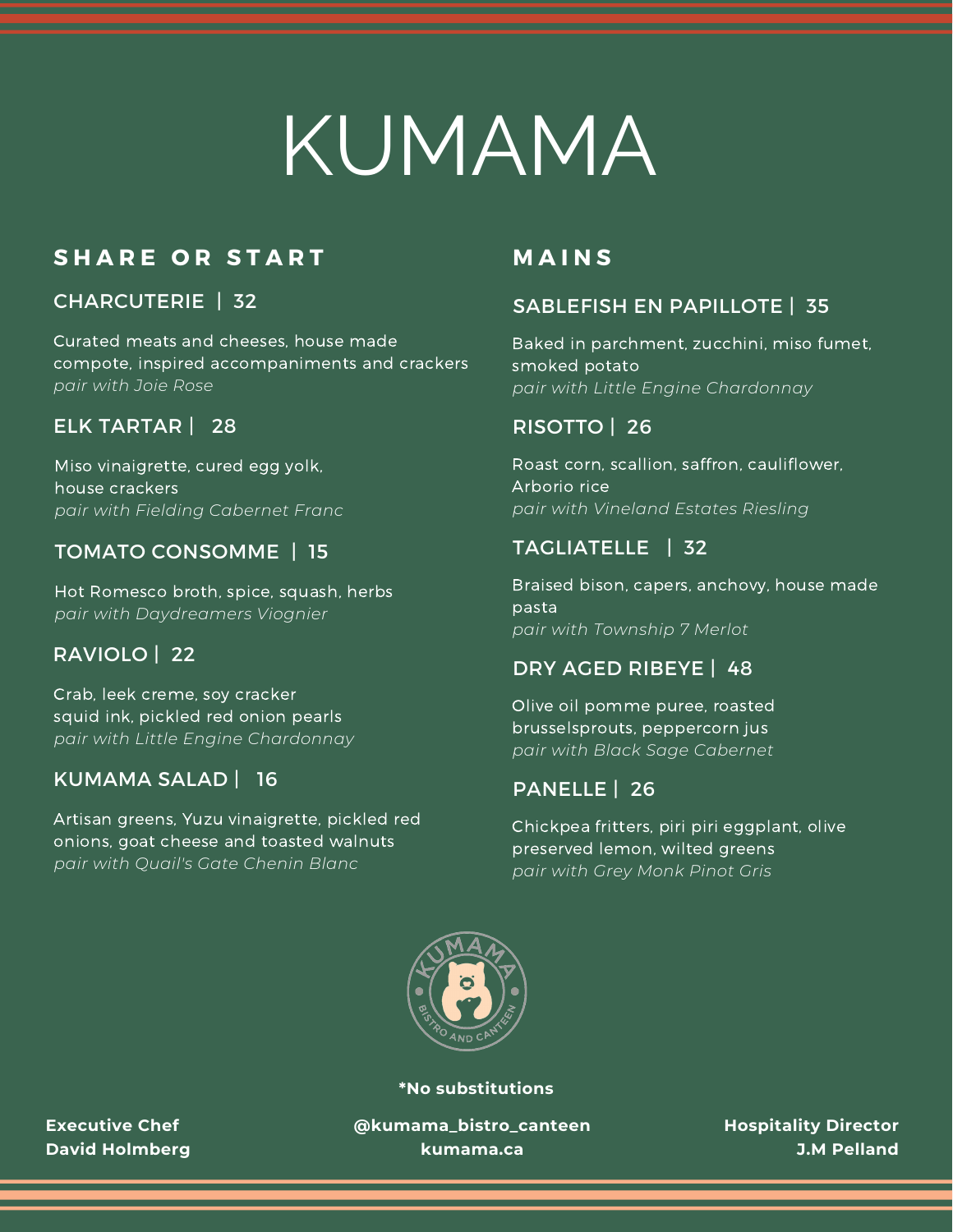# KUMAMA

## SHARE OR START

### CHARCUTERIE | 32

Curated meats and cheeses, house made compote, inspired accompaniments and crackers
*pair with Joie Rose*

### ELK TARTAR | 28

Miso vinaigrette, cured egg yolk, house crackers
*pair with Fielding Cabernet Franc*

### TOMATO CONSOMME | 15

Hot Romesco broth, spice, squash, herbs
*pair with Daydreamers Viognier*

### RAVIOLO | 22

Crab, leek creme, soy cracker squid ink, pickled red onion pearls
*pair with Little Engine Chardonnay*

### KUMAMA SALAD | 16

Artisan greens, Yuzu vinaigrette, pickled red onions, goat cheese and toasted walnuts
*pair with Quail's Gate Chenin Blanc*

## MAINS

### SABLEFISH EN PAPILLOTE | 35

Baked in parchment, zucchini, miso fumet, smoked potato
*pair with Little Engine Chardonnay*

### RISOTTO | 26

Roast corn, scallion, saffron, cauliflower, Arborio rice
*pair with Vineland Estates Riesling*

### TAGLIATELLE | 32

Braised bison, capers, anchovy, house made pasta
*pair with Township 7 Merlot*

### DRY AGED RIBEYE | 48

Olive oil pomme puree, roasted brusselsprouts, peppercorn jus
*pair with Black Sage Cabernet*

### PANELLE | 26

Chickpea fritters, piri piri eggplant, olive preserved lemon, wilted greens
*pair with Grey Monk Pinot Gris*

**\*No substitutions**

**Executive Chef**
**David Holmberg**

**@kumama_bistro_canteen**
**kumama.ca**

**Hospitality Director**
**J.M Pelland**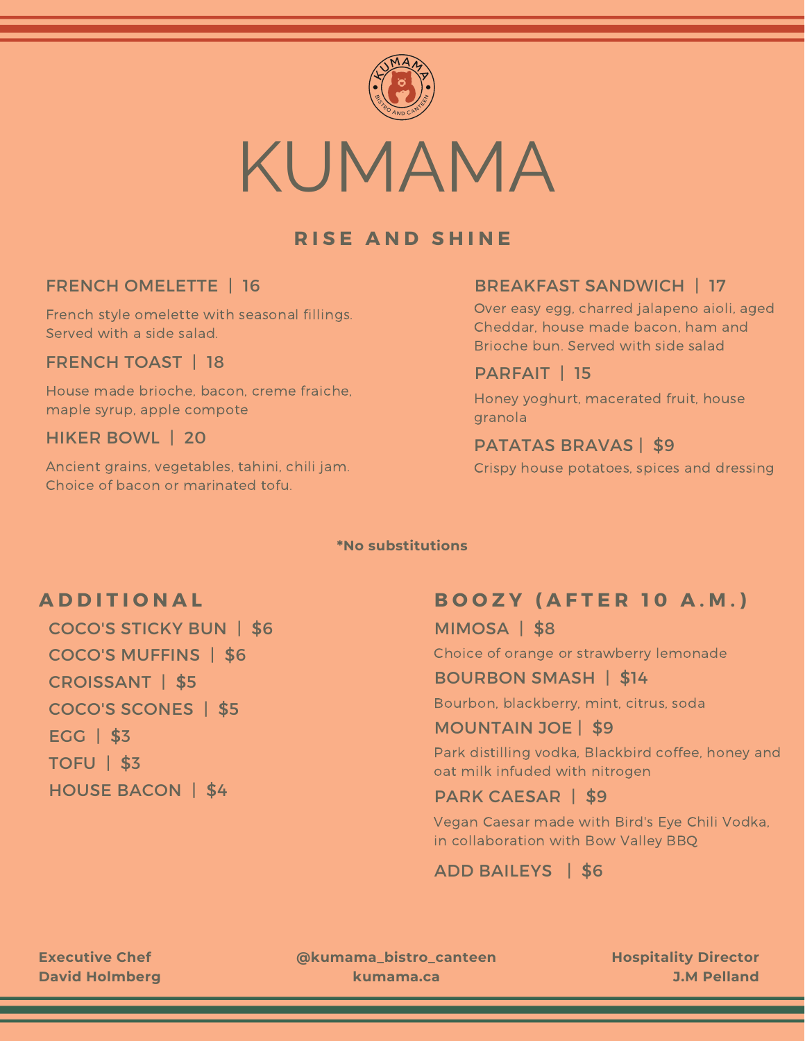# KUMAMA

## RISE AND SHINE

### FRENCH OMELETTE | 16

French style omelette with seasonal fillings. Served with a side salad.

### FRENCH TOAST | 18

House made brioche, bacon, creme fraiche, maple syrup, apple compote

### HIKER BOWL | 20

Ancient grains, vegetables, tahini, chili jam. Choice of bacon or marinated tofu.

### BREAKFAST SANDWICH | 17

Over easy egg, charred jalapeno aioli, aged Cheddar, house made bacon, ham and Brioche bun. Served with side salad

### PARFAIT | 15

Honey yoghurt, macerated fruit, house granola

### PATATAS BRAVAS | $9

Crispy house potatoes, spices and dressing

**\*No substitutions**

## ADDITIONAL

- COCO'S STICKY BUN | $6
- COCO'S MUFFINS | $6
- CROISSANT | $5
- COCO'S SCONES | $5
- EGG | $3
- TOFU | $3
- HOUSE BACON | $4

## BOOZY (AFTER 10 A.M.)

### MIMOSA | $8

Choice of orange or strawberry lemonade

### BOURBON SMASH | $14

Bourbon, blackberry, mint, citrus, soda

### MOUNTAIN JOE | $9

Park distilling vodka, Blackbird coffee, honey and oat milk infuded with nitrogen

### PARK CAESAR | $9

Vegan Caesar made with Bird's Eye Chili Vodka, in collaboration with Bow Valley BBQ

### ADD BAILEYS | $6

**Executive Chef**
**David Holmberg**

**@kumama_bistro_canteen**
**kumama.ca**

**Hospitality Director**
**J.M Pelland**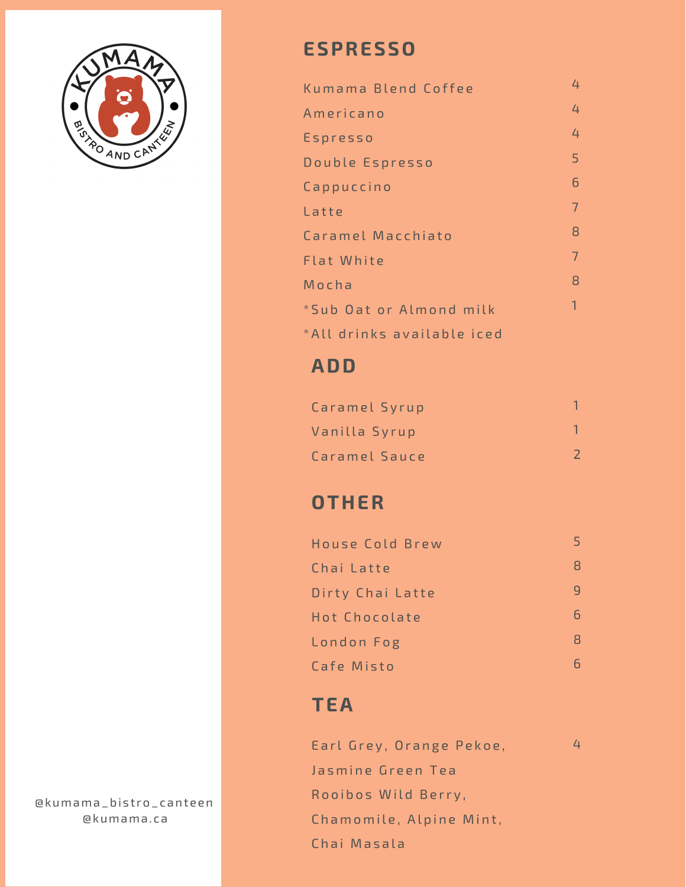KUMAMA
BISTRO AND CANTEEN

@kumama_bistro_canteen
@kumama.ca

## ESPRESSO

| Item | Price |
|---|---|
| Kumama Blend Coffee | 4 |
| Americano | 4 |
| Espresso | 4 |
| Double Espresso | 5 |
| Cappuccino | 6 |
| Latte | 7 |
| Caramel Macchiato | 8 |
| Flat White | 7 |
| Mocha | 8 |
| *Sub Oat or Almond milk | 1 |

*All drinks available iced

## ADD

| Item | Price |
|---|---|
| Caramel Syrup | 1 |
| Vanilla Syrup | 1 |
| Caramel Sauce | 2 |

## OTHER

| Item | Price |
|---|---|
| House Cold Brew | 5 |
| Chai Latte | 8 |
| Dirty Chai Latte | 9 |
| Hot Chocolate | 6 |
| London Fog | 8 |
| Cafe Misto | 6 |

## TEA

Earl Grey, Orange Pekoe, Jasmine Green Tea, Rooibos Wild Berry, Chamomile, Alpine Mint, Chai Masala — 4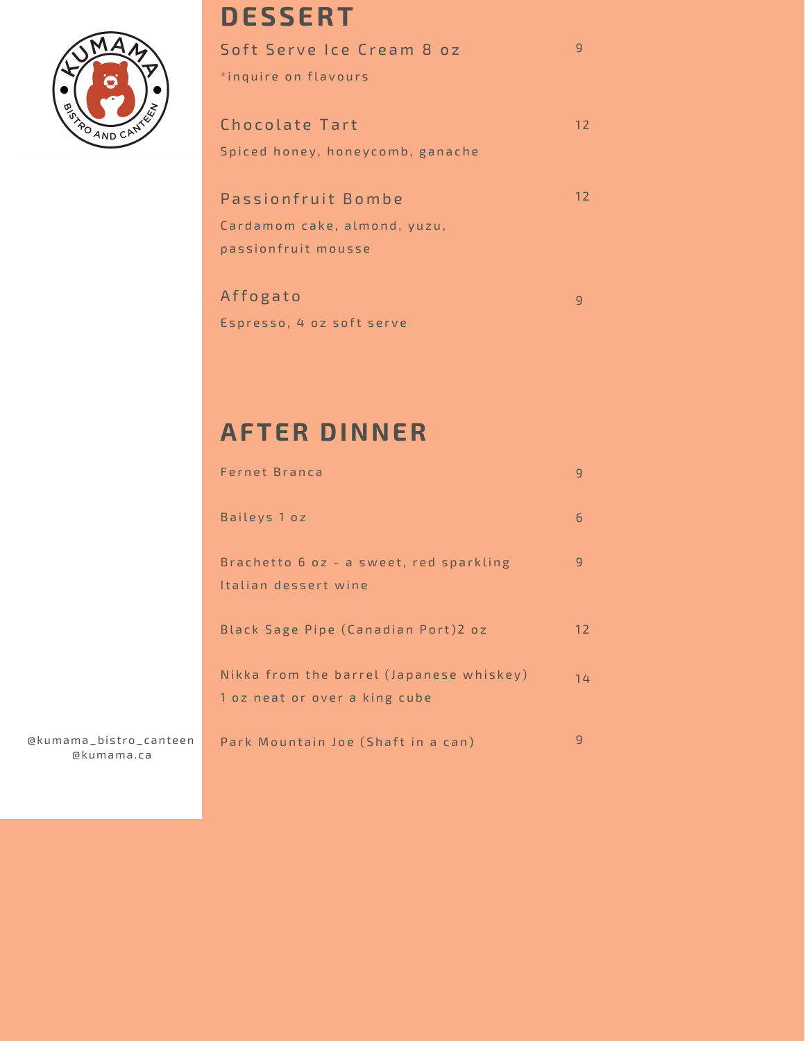# DESSERT

**Soft Serve Ice Cream 8 oz** — 9

*inquire on flavours

**Chocolate Tart** — 12

Spiced honey, honeycomb, ganache

**Passionfruit Bombe** — 12

Cardamom cake, almond, yuzu, passionfruit mousse

**Affogato** — 9

Espresso, 4 oz soft serve

# AFTER DINNER

Fernet Branca — 9

Baileys 1 oz — 6

Brachetto 6 oz - a sweet, red sparkling Italian dessert wine — 9

Black Sage Pipe (Canadian Port)2 oz — 12

Nikka from the barrel (Japanese whiskey) 1 oz neat or over a king cube — 14

Park Mountain Joe (Shaft in a can) — 9

@kumama_bistro_canteen
@kumama.ca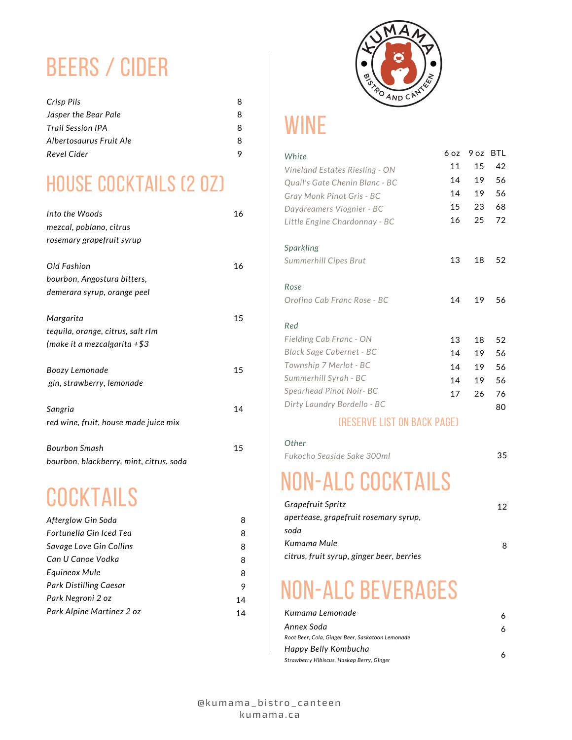# BEERS / CIDER

| | |
|---|---|
| *Crisp Pils* | 8 |
| *Jasper the Bear Pale* | 8 |
| *Trail Session IPA* | 8 |
| *Albertosaurus Fruit Ale* | 8 |
| *Revel Cider* | 9 |

# HOUSE COCKTAILS (2 OZ)

*Into the Woods* — 16
*mezcal, poblano, citrus*
*rosemary grapefruit syrup*

*Old Fashion* — 16
*bourbon, Angostura bitters,*
*demerara syrup, orange peel*

*Margarita* — 15
*tequila, orange, citrus, salt rlm*
*(make it a mezcalgarita +$3*

*Boozy Lemonade* — 15
*gin, strawberry, lemonade*

*Sangria* — 14
*red wine, fruit, house made juice mix*

*Bourbon Smash* — 15
*bourbon, blackberry, mint, citrus, soda*

# COCKTAILS

| | |
|---|---|
| *Afterglow Gin Soda* | 8 |
| *Fortunella Gin Iced Tea* | 8 |
| *Savage Love Gin Collins* | 8 |
| *Can U Canoe Vodka* | 8 |
| *Equineox Mule* | 8 |
| *Park Distilling Caesar* | 9 |
| *Park Negroni 2 oz* | 14 |
| *Park Alpine Martinez 2 oz* | 14 |

KUMAMA BISTRO AND CANTEEN

# WINE

| | 6 oz | 9 oz | BTL |
|---|---|---|---|
| ***White*** | | | |
| *Vineland Estates Riesling - ON* | 11 | 15 | 42 |
| *Quail's Gate Chenin Blanc - BC* | 14 | 19 | 56 |
| *Gray Monk Pinot Gris - BC* | 14 | 19 | 56 |
| *Daydreamers Viognier - BC* | 15 | 23 | 68 |
| *Little Engine Chardonnay - BC* | 16 | 25 | 72 |
| ***Sparkling*** | | | |
| *Summerhill Cipes Brut* | 13 | 18 | 52 |
| ***Rose*** | | | |
| *Orofino Cab Franc Rose - BC* | 14 | 19 | 56 |
| ***Red*** | | | |
| *Fielding Cab Franc - ON* | 13 | 18 | 52 |
| *Black Sage Cabernet - BC* | 14 | 19 | 56 |
| *Township 7 Merlot - BC* | 14 | 19 | 56 |
| *Summerhill Syrah - BC* | 14 | 19 | 56 |
| *Spearhead Pinot Noir- BC* | 17 | 26 | 76 |
| *Dirty Laundry Bordello - BC* | | | 80 |

(RESERVE LIST ON BACK PAGE)

| | |
|---|---|
| ***Other*** | |
| *Fukocho Seaside Sake 300ml* | 35 |

# NON-ALC COCKTAILS

*Grapefruit Spritz* — 12
*apertease, grapefruit rosemary syrup, soda*

*Kumama Mule* — 8
*citrus, fruit syrup, ginger beer, berries*

# NON-ALC BEVERAGES

*Kumama Lemonade* — 6

*Annex Soda* — 6
*Root Beer, Cola, Ginger Beer, Saskatoon Lemonade*

*Happy Belly Kombucha* — 6
*Strawberry Hibiscus, Haskap Berry, Ginger*

@kumama_bistro_canteen
kumama.ca